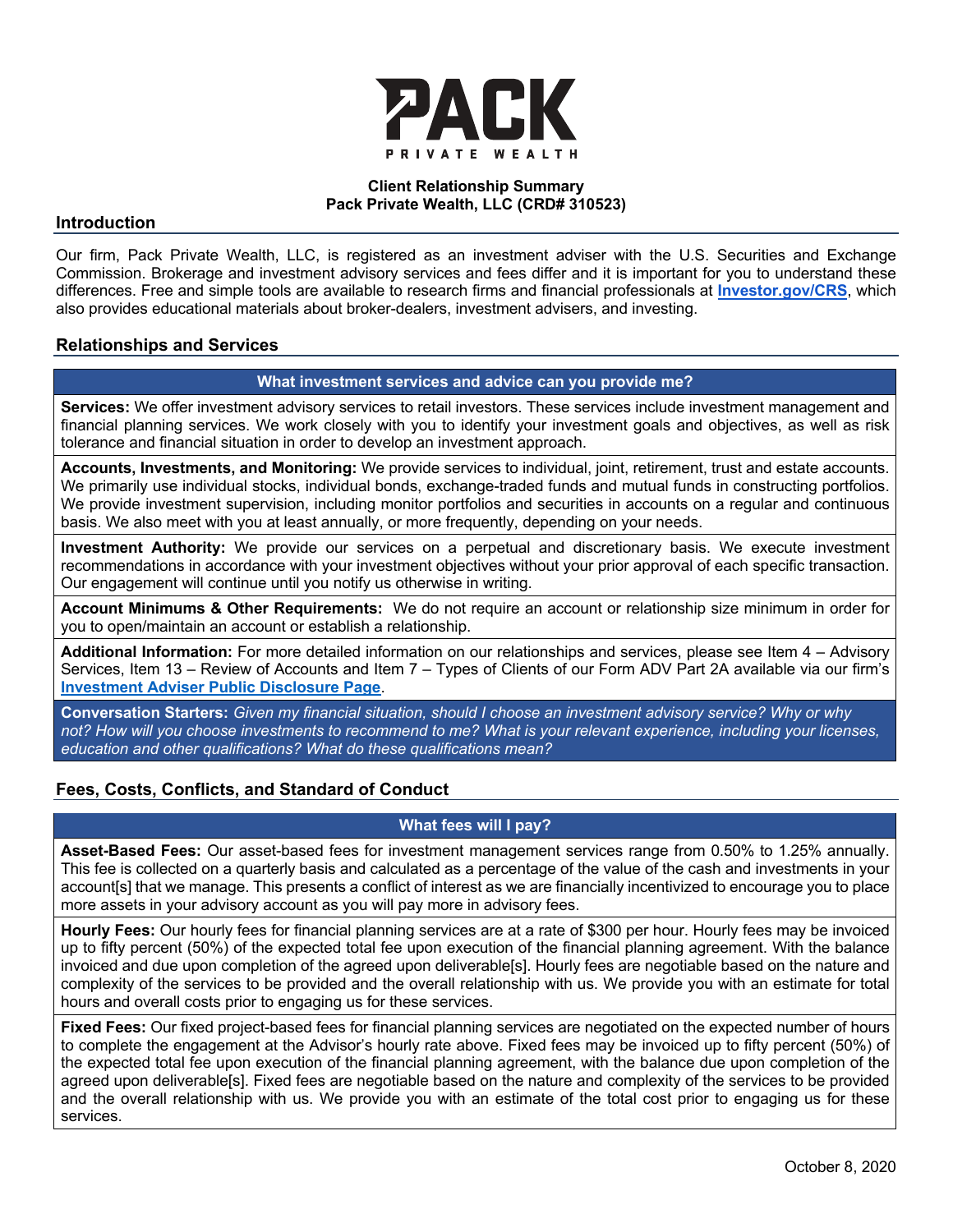PACK

PRIVATE WEALTH

**Client Relationship Summary**
**Pack Private Wealth, LLC (CRD# 310523)**

## Introduction

Our firm, Pack Private Wealth, LLC, is registered as an investment adviser with the U.S. Securities and Exchange Commission. Brokerage and investment advisory services and fees differ and it is important for you to understand these differences. Free and simple tools are available to research firms and financial professionals at **[Investor.gov/CRS](https://Investor.gov/CRS)**, which also provides educational materials about broker-dealers, investment advisers, and investing.

## Relationships and Services

### What investment services and advice can you provide me?

**Services:** We offer investment advisory services to retail investors. These services include investment management and financial planning services. We work closely with you to identify your investment goals and objectives, as well as risk tolerance and financial situation in order to develop an investment approach.

**Accounts, Investments, and Monitoring:** We provide services to individual, joint, retirement, trust and estate accounts. We primarily use individual stocks, individual bonds, exchange-traded funds and mutual funds in constructing portfolios. We provide investment supervision, including monitor portfolios and securities in accounts on a regular and continuous basis. We also meet with you at least annually, or more frequently, depending on your needs.

**Investment Authority:** We provide our services on a perpetual and discretionary basis. We execute investment recommendations in accordance with your investment objectives without your prior approval of each specific transaction. Our engagement will continue until you notify us otherwise in writing.

**Account Minimums & Other Requirements:** We do not require an account or relationship size minimum in order for you to open/maintain an account or establish a relationship.

**Additional Information:** For more detailed information on our relationships and services, please see Item 4 – Advisory Services, Item 13 – Review of Accounts and Item 7 – Types of Clients of our Form ADV Part 2A available via our firm's **Investment Adviser Public Disclosure Page**.

**Conversation Starters:** *Given my financial situation, should I choose an investment advisory service? Why or why not? How will you choose investments to recommend to me? What is your relevant experience, including your licenses, education and other qualifications? What do these qualifications mean?*

## Fees, Costs, Conflicts, and Standard of Conduct

### What fees will I pay?

**Asset-Based Fees:** Our asset-based fees for investment management services range from 0.50% to 1.25% annually. This fee is collected on a quarterly basis and calculated as a percentage of the value of the cash and investments in your account[s] that we manage. This presents a conflict of interest as we are financially incentivized to encourage you to place more assets in your advisory account as you will pay more in advisory fees.

**Hourly Fees:** Our hourly fees for financial planning services are at a rate of $300 per hour. Hourly fees may be invoiced up to fifty percent (50%) of the expected total fee upon execution of the financial planning agreement. With the balance invoiced and due upon completion of the agreed upon deliverable[s]. Hourly fees are negotiable based on the nature and complexity of the services to be provided and the overall relationship with us. We provide you with an estimate for total hours and overall costs prior to engaging us for these services.

**Fixed Fees:** Our fixed project-based fees for financial planning services are negotiated on the expected number of hours to complete the engagement at the Advisor's hourly rate above. Fixed fees may be invoiced up to fifty percent (50%) of the expected total fee upon execution of the financial planning agreement, with the balance due upon completion of the agreed upon deliverable[s]. Fixed fees are negotiable based on the nature and complexity of the services to be provided and the overall relationship with us. We provide you with an estimate of the total cost prior to engaging us for these services.

October 8, 2020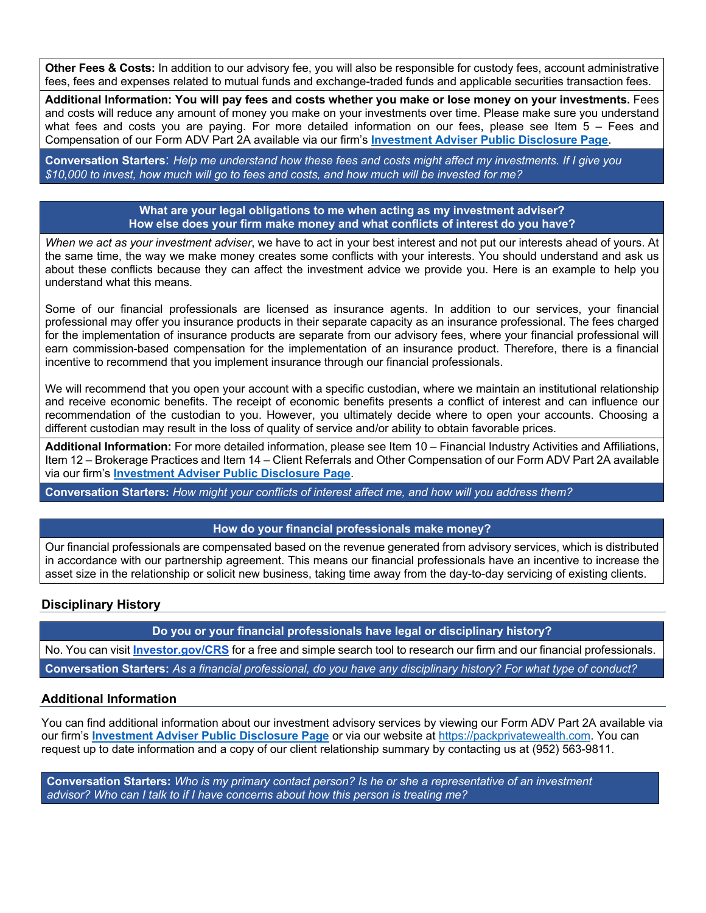**Other Fees & Costs:** In addition to our advisory fee, you will also be responsible for custody fees, account administrative fees, fees and expenses related to mutual funds and exchange-traded funds and applicable securities transaction fees.

**Additional Information: You will pay fees and costs whether you make or lose money on your investments.** Fees and costs will reduce any amount of money you make on your investments over time. Please make sure you understand what fees and costs you are paying. For more detailed information on our fees, please see Item 5 – Fees and Compensation of our Form ADV Part 2A available via our firm's **Investment Adviser Public Disclosure Page**.

**Conversation Starters**: *Help me understand how these fees and costs might affect my investments. If I give you $10,000 to invest, how much will go to fees and costs, and how much will be invested for me?*

**What are your legal obligations to me when acting as my investment adviser?
How else does your firm make money and what conflicts of interest do you have?**

*When we act as your investment adviser*, we have to act in your best interest and not put our interests ahead of yours. At the same time, the way we make money creates some conflicts with your interests. You should understand and ask us about these conflicts because they can affect the investment advice we provide you. Here is an example to help you understand what this means.

Some of our financial professionals are licensed as insurance agents. In addition to our services, your financial professional may offer you insurance products in their separate capacity as an insurance professional. The fees charged for the implementation of insurance products are separate from our advisory fees, where your financial professional will earn commission-based compensation for the implementation of an insurance product. Therefore, there is a financial incentive to recommend that you implement insurance through our financial professionals.

We will recommend that you open your account with a specific custodian, where we maintain an institutional relationship and receive economic benefits. The receipt of economic benefits presents a conflict of interest and can influence our recommendation of the custodian to you. However, you ultimately decide where to open your accounts. Choosing a different custodian may result in the loss of quality of service and/or ability to obtain favorable prices.

**Additional Information:** For more detailed information, please see Item 10 – Financial Industry Activities and Affiliations, Item 12 – Brokerage Practices and Item 14 – Client Referrals and Other Compensation of our Form ADV Part 2A available via our firm's **Investment Adviser Public Disclosure Page**.

**Conversation Starters:** *How might your conflicts of interest affect me, and how will you address them?*

**How do your financial professionals make money?**

Our financial professionals are compensated based on the revenue generated from advisory services, which is distributed in accordance with our partnership agreement. This means our financial professionals have an incentive to increase the asset size in the relationship or solicit new business, taking time away from the day-to-day servicing of existing clients.

## Disciplinary History

**Do you or your financial professionals have legal or disciplinary history?**

No. You can visit **Investor.gov/CRS** for a free and simple search tool to research our firm and our financial professionals.

**Conversation Starters:** *As a financial professional, do you have any disciplinary history? For what type of conduct?*

## Additional Information

You can find additional information about our investment advisory services by viewing our Form ADV Part 2A available via our firm's **Investment Adviser Public Disclosure Page** or via our website at https://packprivatewealth.com. You can request up to date information and a copy of our client relationship summary by contacting us at (952) 563-9811.

**Conversation Starters:** *Who is my primary contact person? Is he or she a representative of an investment advisor? Who can I talk to if I have concerns about how this person is treating me?*